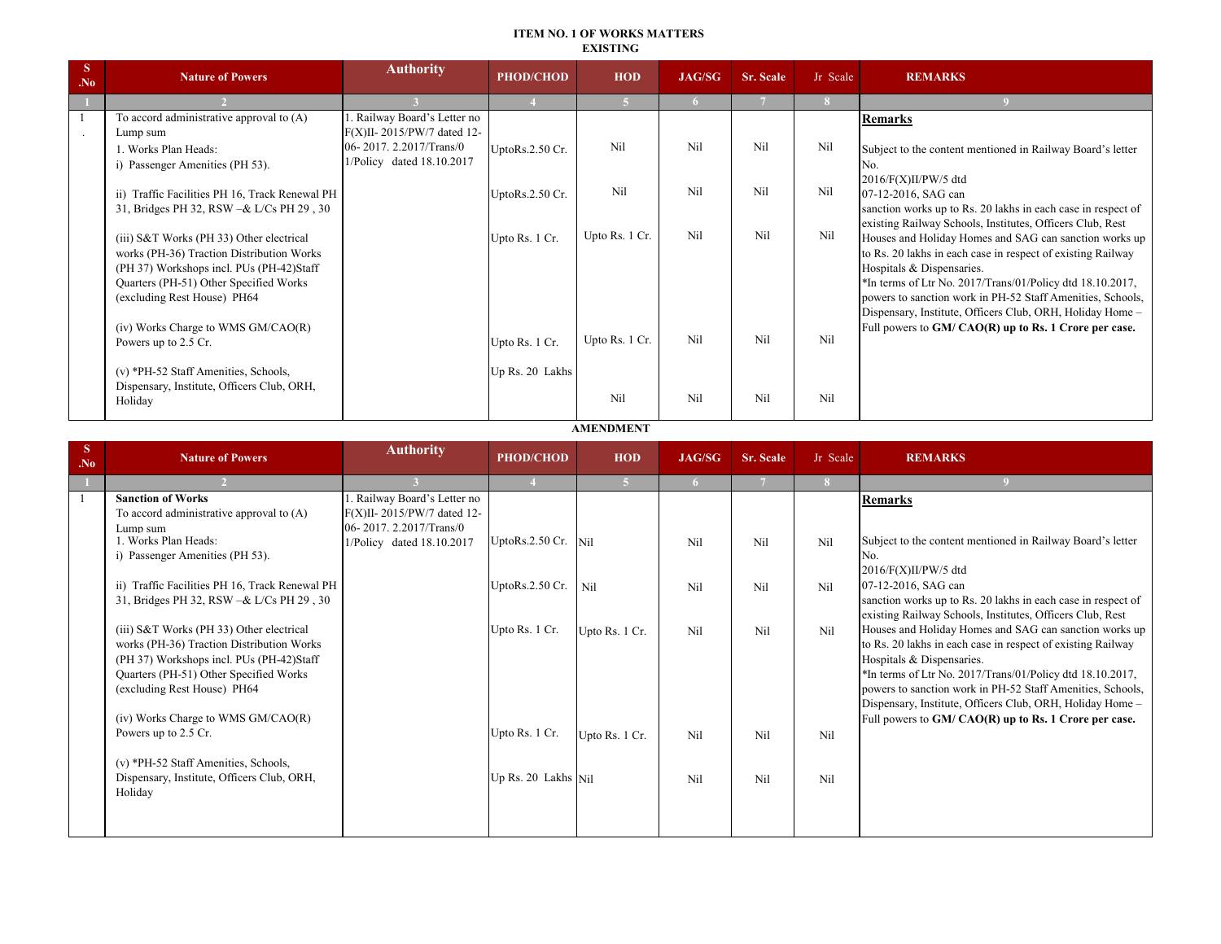**ITEM NO. 1 OF WORKS MATTERS**
**EXISTING**

| S .No | Nature of Powers | Authority | PHOD/CHOD | HOD | JAG/SG | Sr. Scale | Jr Scale | REMARKS |
|---|---|---|---|---|---|---|---|---|
| 1 | 2 | 3 | 4 | 5 | 6 | 7 | 8 | 9 |
| 1. | To accord administrative approval to (A) Lump sum<br>1. Works Plan Heads:<br>i) Passenger Amenities (PH 53).<br><br>ii) Traffic Facilities PH 16, Track Renewal PH 31, Bridges PH 32, RSW –& L/Cs PH 29 , 30<br><br>(iii) S&T Works (PH 33) Other electrical works (PH-36) Traction Distribution Works (PH 37) Workshops incl. PUs (PH-42)Staff Quarters (PH-51) Other Specified Works (excluding Rest House) PH64<br><br>(iv) Works Charge to WMS GM/CAO(R) Powers up to 2.5 Cr.<br><br>(v) *PH-52 Staff Amenities, Schools, Dispensary, Institute, Officers Club, ORH, Holiday | 1. Railway Board's Letter no F(X)II- 2015/PW/7 dated 12-06- 2017. 2.2017/Trans/01/Policy dated 18.10.2017 | UptoRs.2.50 Cr.<br><br>UptoRs.2.50 Cr.<br><br>Upto Rs. 1 Cr.<br><br>Upto Rs. 1 Cr.<br><br>Up Rs. 20 Lakhs | Nil<br><br>Nil<br><br>Upto Rs. 1 Cr.<br><br>Upto Rs. 1 Cr.<br><br>Nil | Nil<br><br>Nil<br><br>Nil<br><br>Nil<br><br>Nil | Nil<br><br>Nil<br><br>Nil<br><br>Nil<br><br>Nil | Nil<br><br>Nil<br><br>Nil<br><br>Nil<br><br>Nil | **Remarks**<br><br>Subject to the content mentioned in Railway Board's letter No. 2016/F(X)II/PW/5 dtd 07-12-2016, SAG can sanction works up to Rs. 20 lakhs in each case in respect of existing Railway Schools, Institutes, Officers Club, Rest Houses and Holiday Homes and SAG can sanction works up to Rs. 20 lakhs in each case in respect of existing Railway Hospitals & Dispensaries.<br>*In terms of Ltr No. 2017/Trans/01/Policy dtd 18.10.2017, powers to sanction work in PH-52 Staff Amenities, Schools, Dispensary, Institute, Officers Club, ORH, Holiday Home – Full powers to **GM/ CAO(R) up to Rs. 1 Crore per case.** |

**AMENDMENT**

| S .No | Nature of Powers | Authority | PHOD/CHOD | HOD | JAG/SG | Sr. Scale | Jr Scale | REMARKS |
|---|---|---|---|---|---|---|---|---|
| 1 | 2 | 3 | 4 | 5 | 6 | 7 | 8 | 9 |
| 1 | **Sanction of Works**<br>To accord administrative approval to (A) Lump sum<br>1. Works Plan Heads:<br>i) Passenger Amenities (PH 53).<br><br>ii) Traffic Facilities PH 16, Track Renewal PH 31, Bridges PH 32, RSW –& L/Cs PH 29 , 30<br><br>(iii) S&T Works (PH 33) Other electrical works (PH-36) Traction Distribution Works (PH 37) Workshops incl. PUs (PH-42)Staff Quarters (PH-51) Other Specified Works (excluding Rest House) PH64<br><br>(iv) Works Charge to WMS GM/CAO(R) Powers up to 2.5 Cr.<br><br>(v) *PH-52 Staff Amenities, Schools, Dispensary, Institute, Officers Club, ORH, Holiday | 1. Railway Board's Letter no F(X)II- 2015/PW/7 dated 12-06- 2017. 2.2017/Trans/01/Policy dated 18.10.2017 | UptoRs.2.50 Cr.<br><br>UptoRs.2.50 Cr.<br><br>Upto Rs. 1 Cr.<br><br>Upto Rs. 1 Cr.<br><br>Up Rs. 20 Lakhs | Nil<br><br>Nil<br><br>Upto Rs. 1 Cr.<br><br>Upto Rs. 1 Cr.<br><br>Nil | Nil<br><br>Nil<br><br>Nil<br><br>Nil<br><br>Nil | Nil<br><br>Nil<br><br>Nil<br><br>Nil<br><br>Nil | Nil<br><br>Nil<br><br>Nil<br><br>Nil<br><br>Nil | **Remarks**<br><br>Subject to the content mentioned in Railway Board's letter No. 2016/F(X)II/PW/5 dtd 07-12-2016, SAG can sanction works up to Rs. 20 lakhs in each case in respect of existing Railway Schools, Institutes, Officers Club, Rest Houses and Holiday Homes and SAG can sanction works up to Rs. 20 lakhs in each case in respect of existing Railway Hospitals & Dispensaries.<br>*In terms of Ltr No. 2017/Trans/01/Policy dtd 18.10.2017, powers to sanction work in PH-52 Staff Amenities, Schools, Dispensary, Institute, Officers Club, ORH, Holiday Home – Full powers to **GM/ CAO(R) up to Rs. 1 Crore per case.** |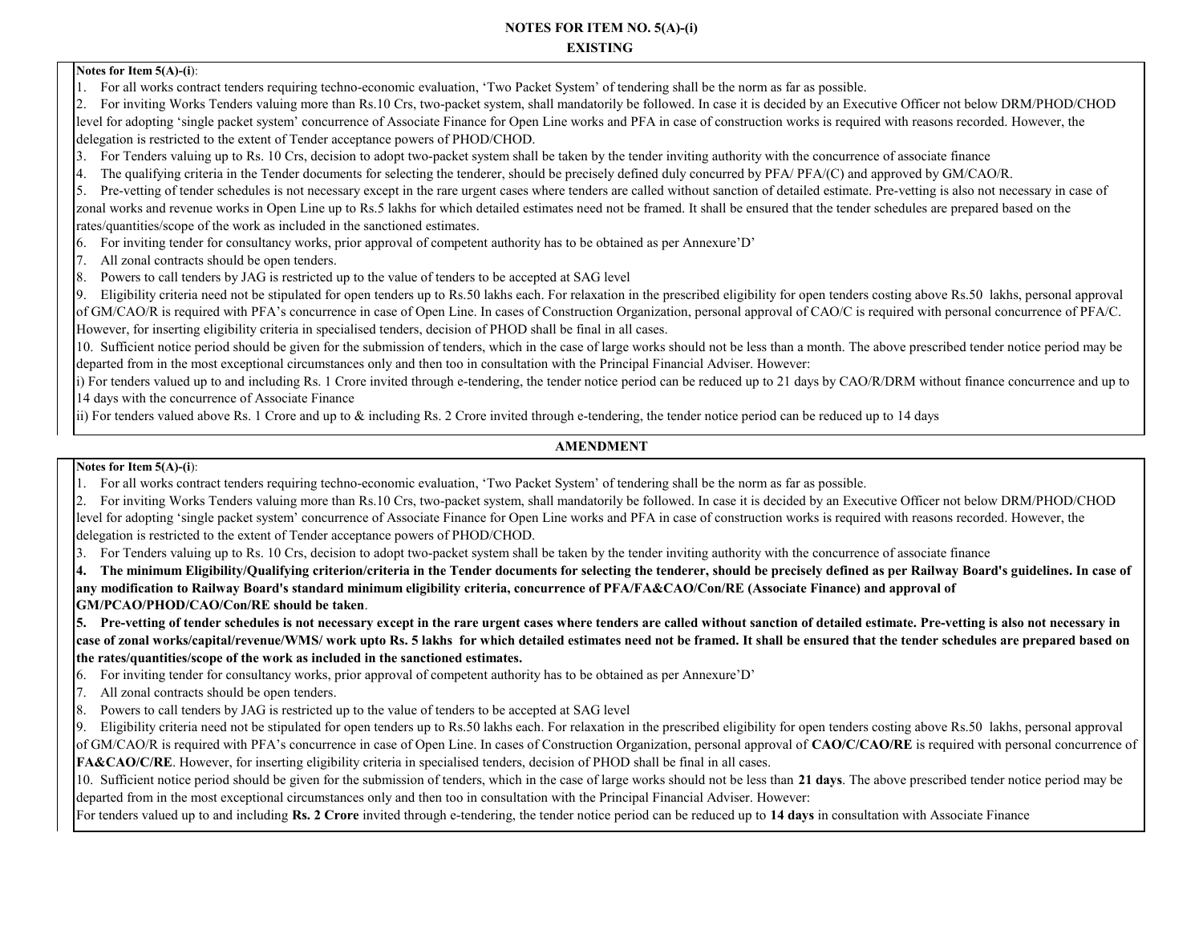## NOTES FOR ITEM NO. 5(A)-(i)

### EXISTING

**Notes for Item 5(A)-(i)**:

1. For all works contract tenders requiring techno-economic evaluation, 'Two Packet System' of tendering shall be the norm as far as possible.
2. For inviting Works Tenders valuing more than Rs.10 Crs, two-packet system, shall mandatorily be followed. In case it is decided by an Executive Officer not below DRM/PHOD/CHOD level for adopting 'single packet system' concurrence of Associate Finance for Open Line works and PFA in case of construction works is required with reasons recorded. However, the delegation is restricted to the extent of Tender acceptance powers of PHOD/CHOD.
3. For Tenders valuing up to Rs. 10 Crs, decision to adopt two-packet system shall be taken by the tender inviting authority with the concurrence of associate finance
4. The qualifying criteria in the Tender documents for selecting the tenderer, should be precisely defined duly concurred by PFA/ PFA/(C) and approved by GM/CAO/R.
5. Pre-vetting of tender schedules is not necessary except in the rare urgent cases where tenders are called without sanction of detailed estimate. Pre-vetting is also not necessary in case of zonal works and revenue works in Open Line up to Rs.5 lakhs for which detailed estimates need not be framed. It shall be ensured that the tender schedules are prepared based on the rates/quantities/scope of the work as included in the sanctioned estimates.
6. For inviting tender for consultancy works, prior approval of competent authority has to be obtained as per Annexure'D'
7. All zonal contracts should be open tenders.
8. Powers to call tenders by JAG is restricted up to the value of tenders to be accepted at SAG level
9. Eligibility criteria need not be stipulated for open tenders up to Rs.50 lakhs each. For relaxation in the prescribed eligibility for open tenders costing above Rs.50 lakhs, personal approval of GM/CAO/R is required with PFA's concurrence in case of Open Line. In cases of Construction Organization, personal approval of CAO/C is required with personal concurrence of PFA/C. However, for inserting eligibility criteria in specialised tenders, decision of PHOD shall be final in all cases.
10. Sufficient notice period should be given for the submission of tenders, which in the case of large works should not be less than a month. The above prescribed tender notice period may be departed from in the most exceptional circumstances only and then too in consultation with the Principal Financial Adviser. However:

i) For tenders valued up to and including Rs. 1 Crore invited through e-tendering, the tender notice period can be reduced up to 21 days by CAO/R/DRM without finance concurrence and up to 14 days with the concurrence of Associate Finance

ii) For tenders valued above Rs. 1 Crore and up to & including Rs. 2 Crore invited through e-tendering, the tender notice period can be reduced up to 14 days

### AMENDMENT

**Notes for Item 5(A)-(i)**:

1. For all works contract tenders requiring techno-economic evaluation, 'Two Packet System' of tendering shall be the norm as far as possible.
2. For inviting Works Tenders valuing more than Rs.10 Crs, two-packet system, shall mandatorily be followed. In case it is decided by an Executive Officer not below DRM/PHOD/CHOD level for adopting 'single packet system' concurrence of Associate Finance for Open Line works and PFA in case of construction works is required with reasons recorded. However, the delegation is restricted to the extent of Tender acceptance powers of PHOD/CHOD.
3. For Tenders valuing up to Rs. 10 Crs, decision to adopt two-packet system shall be taken by the tender inviting authority with the concurrence of associate finance
4. **The minimum Eligibility/Qualifying criterion/criteria in the Tender documents for selecting the tenderer, should be precisely defined as per Railway Board's guidelines. In case of any modification to Railway Board's standard minimum eligibility criteria, concurrence of PFA/FA&CAO/Con/RE (Associate Finance) and approval of GM/PCAO/PHOD/CAO/Con/RE should be taken**.
5. **Pre-vetting of tender schedules is not necessary except in the rare urgent cases where tenders are called without sanction of detailed estimate. Pre-vetting is also not necessary in case of zonal works/capital/revenue/WMS/ work upto Rs. 5 lakhs for which detailed estimates need not be framed. It shall be ensured that the tender schedules are prepared based on the rates/quantities/scope of the work as included in the sanctioned estimates.**
6. For inviting tender for consultancy works, prior approval of competent authority has to be obtained as per Annexure'D'
7. All zonal contracts should be open tenders.
8. Powers to call tenders by JAG is restricted up to the value of tenders to be accepted at SAG level
9. Eligibility criteria need not be stipulated for open tenders up to Rs.50 lakhs each. For relaxation in the prescribed eligibility for open tenders costing above Rs.50 lakhs, personal approval of GM/CAO/R is required with PFA's concurrence in case of Open Line. In cases of Construction Organization, personal approval of **CAO/C/CAO/RE** is required with personal concurrence of **FA&CAO/C/RE**. However, for inserting eligibility criteria in specialised tenders, decision of PHOD shall be final in all cases.
10. Sufficient notice period should be given for the submission of tenders, which in the case of large works should not be less than **21 days**. The above prescribed tender notice period may be departed from in the most exceptional circumstances only and then too in consultation with the Principal Financial Adviser. However:

For tenders valued up to and including **Rs. 2 Crore** invited through e-tendering, the tender notice period can be reduced up to **14 days** in consultation with Associate Finance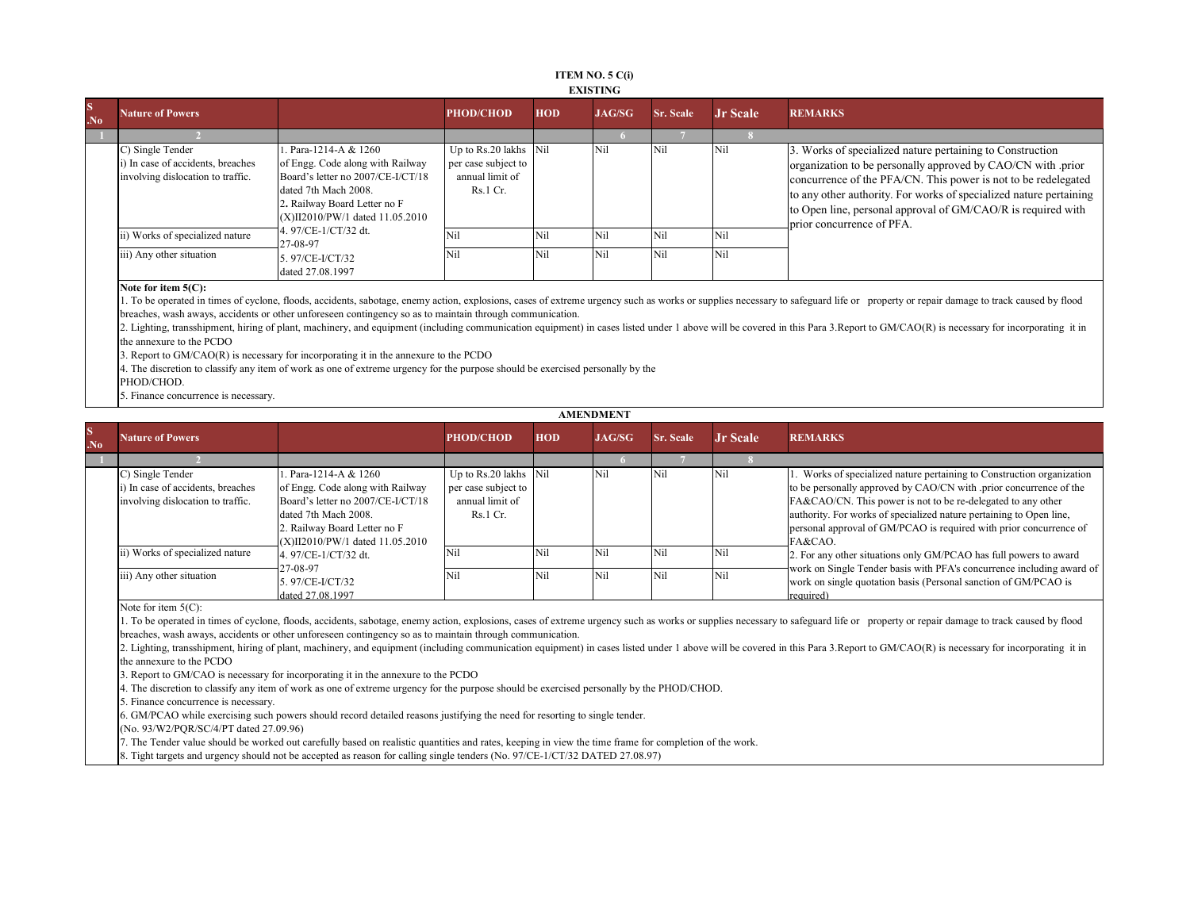**ITEM NO. 5 C(i)**

**EXISTING**

| S.No | Nature of Powers | | PHOD/CHOD | HOD | JAG/SG | Sr. Scale | Jr Scale | REMARKS |
|---|---|---|---|---|---|---|---|---|
| 1 | 2 | | | | 6 | 7 | 8 | |
| | C) Single Tender<br>i) In case of accidents, breaches involving dislocation to traffic. | 1. Para-1214-A & 1260 of Engg. Code along with Railway Board's letter no 2007/CE-I/CT/18 dated 7th Mach 2008.<br>2. Railway Board Letter no F (X)II2010/PW/1 dated 11.05.2010<br>4. 97/CE-I/CT/32 dt. 27-08-97<br>5. 97/CE-I/CT/32 dated 27.08.1997 | Up to Rs.20 lakhs per case subject to annual limit of Rs.1 Cr. | Nil | Nil | Nil | Nil | 3. Works of specialized nature pertaining to Construction organization to be personally approved by CAO/CN with .prior concurrence of the PFA/CN. This power is not to be redelegated to any other authority. For works of specialized nature pertaining to Open line, personal approval of GM/CAO/R is required with prior concurrence of PFA. |
| | ii) Works of specialized nature | | Nil | Nil | Nil | Nil | Nil | |
| | iii) Any other situation | | Nil | Nil | Nil | Nil | Nil | |

**Note for item 5(C):**

1. To be operated in times of cyclone, floods, accidents, sabotage, enemy action, explosions, cases of extreme urgency such as works or supplies necessary to safeguard life or property or repair damage to track caused by flood breaches, wash aways, accidents or other unforeseen contingency so as to maintain through communication.
2. Lighting, transshipment, hiring of plant, machinery, and equipment (including communication equipment) in cases listed under 1 above will be covered in this Para 3.Report to GM/CAO(R) is necessary for incorporating it in the annexure to the PCDO
3. Report to GM/CAO(R) is necessary for incorporating it in the annexure to the PCDO
4. The discretion to classify any item of work as one of extreme urgency for the purpose should be exercised personally by the PHOD/CHOD.
5. Finance concurrence is necessary.

**AMENDMENT**

| S.No | Nature of Powers | | PHOD/CHOD | HOD | JAG/SG | Sr. Scale | Jr Scale | REMARKS |
|---|---|---|---|---|---|---|---|---|
| 1 | 2 | | | | 6 | 7 | 8 | |
| | C) Single Tender<br>i) In case of accidents, breaches involving dislocation to traffic. | 1. Para-1214-A & 1260 of Engg. Code along with Railway Board's letter no 2007/CE-I/CT/18 dated 7th Mach 2008.<br>2. Railway Board Letter no F (X)II2010/PW/1 dated 11.05.2010<br>4. 97/CE-I/CT/32 dt. 27-08-97<br>5. 97/CE-I/CT/32 dated 27.08.1997 | Up to Rs.20 lakhs per case subject to annual limit of Rs.1 Cr. | Nil | Nil | Nil | Nil | 1. Works of specialized nature pertaining to Construction organization to be personally approved by CAO/CN with .prior concurrence of the FA&CAO/CN. This power is not to be re-delegated to any other authority. For works of specialized nature pertaining to Open line, personal approval of GM/PCAO is required with prior concurrence of FA&CAO.<br>2. For any other situations only GM/PCAO has full powers to award work on Single Tender basis with PFA's concurrence including award of work on single quotation basis (Personal sanction of GM/PCAO is required) |
| | ii) Works of specialized nature | | Nil | Nil | Nil | Nil | Nil | |
| | iii) Any other situation | | Nil | Nil | Nil | Nil | Nil | |

Note for item 5(C):

1. To be operated in times of cyclone, floods, accidents, sabotage, enemy action, explosions, cases of extreme urgency such as works or supplies necessary to safeguard life or property or repair damage to track caused by flood breaches, wash aways, accidents or other unforeseen contingency so as to maintain through communication.
2. Lighting, transshipment, hiring of plant, machinery, and equipment (including communication equipment) in cases listed under 1 above will be covered in this Para 3.Report to GM/CAO(R) is necessary for incorporating it in the annexure to the PCDO
3. Report to GM/CAO is necessary for incorporating it in the annexure to the PCDO
4. The discretion to classify any item of work as one of extreme urgency for the purpose should be exercised personally by the PHOD/CHOD.
5. Finance concurrence is necessary.
6. GM/PCAO while exercising such powers should record detailed reasons justifying the need for resorting to single tender. (No. 93/W2/PQR/SC/4/PT dated 27.09.96)
7. The Tender value should be worked out carefully based on realistic quantities and rates, keeping in view the time frame for completion of the work.
8. Tight targets and urgency should not be accepted as reason for calling single tenders (No. 97/CE-1/CT/32 DATED 27.08.97)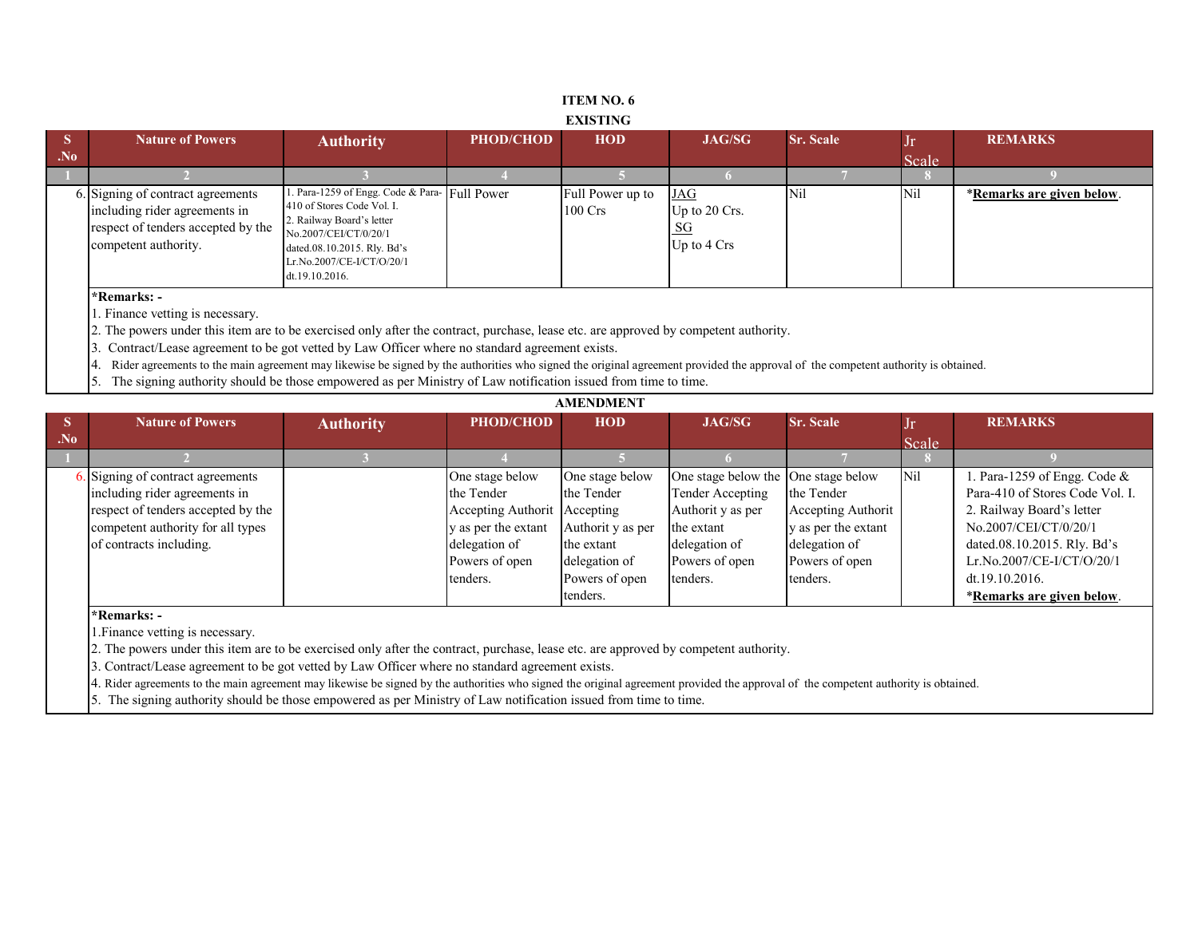## ITEM NO. 6

### EXISTING

| S .No | Nature of Powers | Authority | PHOD/CHOD | HOD | JAG/SG | Sr. Scale | Jr Scale | REMARKS |
|---|---|---|---|---|---|---|---|---|
| 1 | 2 | 3 | 4 | 5 | 6 | 7 | 8 | 9 |
| 6. | Signing of contract agreements including rider agreements in respect of tenders accepted by the competent authority. | 1. Para-1259 of Engg. Code & Para-410 of Stores Code Vol. I. 2. Railway Board's letter No.2007/CEI/CT/0/20/1 dated.08.10.2015. Rly. Bd's Lr.No.2007/CE-I/CT/O/20/1 dt.19.10.2016. | Full Power | Full Power up to 100 Crs | JAG Up to 20 Crs. SG Up to 4 Crs | Nil | Nil | *Remarks are given below. |

**\*Remarks: -**

1. Finance vetting is necessary.
2. The powers under this item are to be exercised only after the contract, purchase, lease etc. are approved by competent authority.
3. Contract/Lease agreement to be got vetted by Law Officer where no standard agreement exists.
4. Rider agreements to the main agreement may likewise be signed by the authorities who signed the original agreement provided the approval of the competent authority is obtained.
5. The signing authority should be those empowered as per Ministry of Law notification issued from time to time.

### AMENDMENT

| S .No | Nature of Powers | Authority | PHOD/CHOD | HOD | JAG/SG | Sr. Scale | Jr Scale | REMARKS |
|---|---|---|---|---|---|---|---|---|
| 1 | 2 | 3 | 4 | 5 | 6 | 7 | 8 | 9 |
| 6. | Signing of contract agreements including rider agreements in respect of tenders accepted by the competent authority for all types of contracts including. | | One stage below the Tender Accepting Authority as per the extant delegation of Powers of open tenders. | One stage below the Tender Accepting Authority as per the extant delegation of Powers of open tenders. | One stage below the Tender Accepting Authority as per the extant delegation of Powers of open tenders. | One stage below the Tender Accepting Authority as per the extant delegation of Powers of open tenders. | Nil | 1. Para-1259 of Engg. Code & Para-410 of Stores Code Vol. I. 2. Railway Board's letter No.2007/CEI/CT/0/20/1 dated.08.10.2015. Rly. Bd's Lr.No.2007/CE-I/CT/O/20/1 dt.19.10.2016. *Remarks are given below. |

**\*Remarks: -**

1. Finance vetting is necessary.
2. The powers under this item are to be exercised only after the contract, purchase, lease etc. are approved by competent authority.
3. Contract/Lease agreement to be got vetted by Law Officer where no standard agreement exists.
4. Rider agreements to the main agreement may likewise be signed by the authorities who signed the original agreement provided the approval of the competent authority is obtained.
5. The signing authority should be those empowered as per Ministry of Law notification issued from time to time.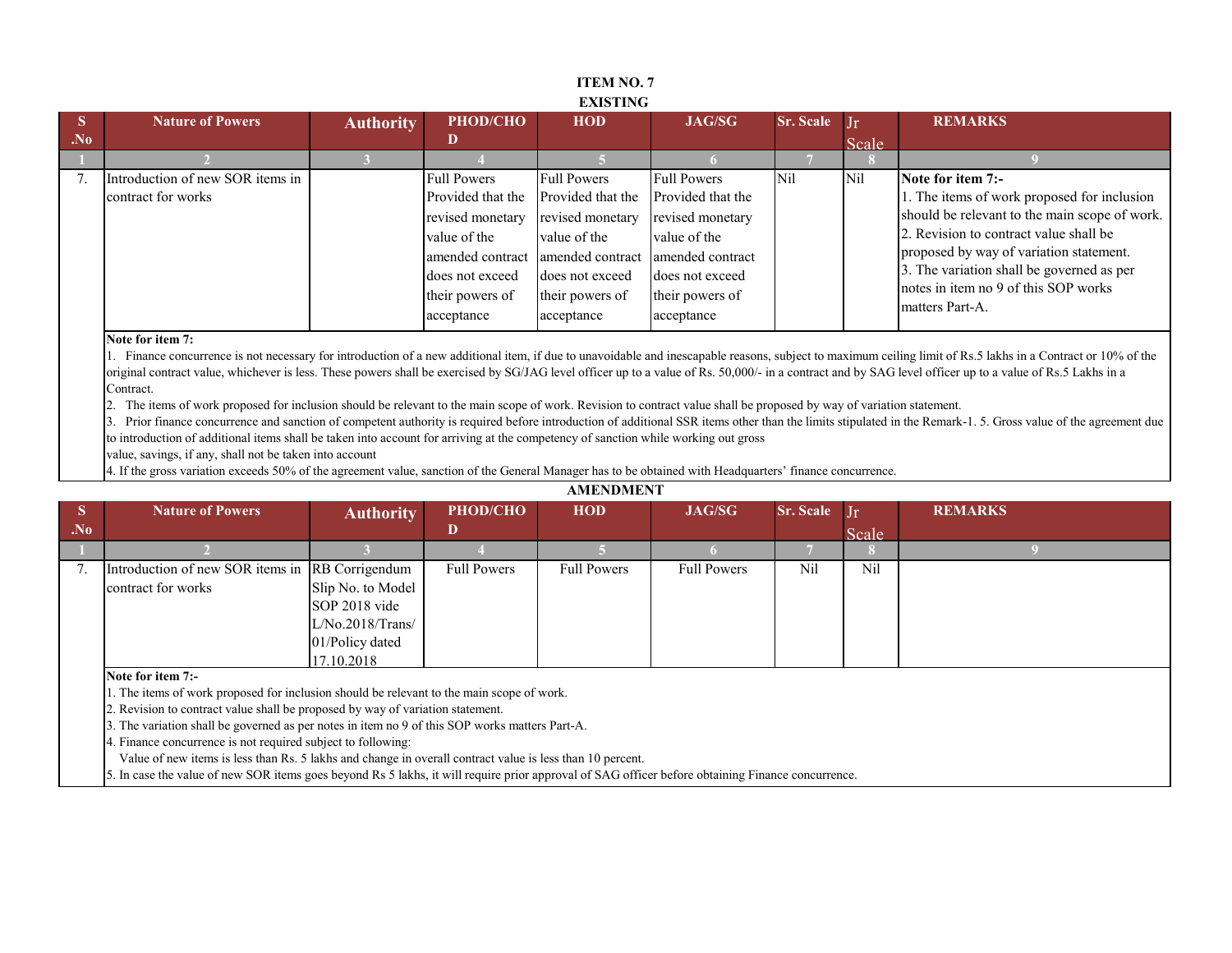## ITEM NO. 7

### EXISTING

| S .No | Nature of Powers | Authority | PHOD/CHOD | HOD | JAG/SG | Sr. Scale | Jr Scale | REMARKS |
|---|---|---|---|---|---|---|---|---|
| 1 | 2 | 3 | 4 | 5 | 6 | 7 | 8 | 9 |
| 7. | Introduction of new SOR items in contract for works | | Full Powers Provided that the revised monetary value of the amended contract does not exceed their powers of acceptance | Full Powers Provided that the revised monetary value of the amended contract does not exceed their powers of acceptance | Full Powers Provided that the revised monetary value of the amended contract does not exceed their powers of acceptance | Nil | Nil | **Note for item 7:-** 1. The items of work proposed for inclusion should be relevant to the main scope of work. 2. Revision to contract value shall be proposed by way of variation statement. 3. The variation shall be governed as per notes in item no 9 of this SOP works matters Part-A. |

**Note for item 7:**

1. Finance concurrence is not necessary for introduction of a new additional item, if due to unavoidable and inescapable reasons, subject to maximum ceiling limit of Rs.5 lakhs in a Contract or 10% of the original contract value, whichever is less. These powers shall be exercised by SG/JAG level officer up to a value of Rs. 50,000/- in a contract and by SAG level officer up to a value of Rs.5 Lakhs in a Contract.
2. The items of work proposed for inclusion should be relevant to the main scope of work. Revision to contract value shall be proposed by way of variation statement.
3. Prior finance concurrence and sanction of competent authority is required before introduction of additional SSR items other than the limits stipulated in the Remark-1. 5. Gross value of the agreement due to introduction of additional items shall be taken into account for arriving at the competency of sanction while working out gross value, savings, if any, shall not be taken into account
4. If the gross variation exceeds 50% of the agreement value, sanction of the General Manager has to be obtained with Headquarters' finance concurrence.

### AMENDMENT

| S .No | Nature of Powers | Authority | PHOD/CHOD | HOD | JAG/SG | Sr. Scale | Jr Scale | REMARKS |
|---|---|---|---|---|---|---|---|---|
| 1 | 2 | 3 | 4 | 5 | 6 | 7 | 8 | 9 |
| 7. | Introduction of new SOR items in contract for works | RB Corrigendum Slip No. to Model SOP 2018 vide L/No.2018/Trans/01/Policy dated 17.10.2018 | Full Powers | Full Powers | Full Powers | Nil | Nil | |

**Note for item 7:-**

1. The items of work proposed for inclusion should be relevant to the main scope of work.
2. Revision to contract value shall be proposed by way of variation statement.
3. The variation shall be governed as per notes in item no 9 of this SOP works matters Part-A.
4. Finance concurrence is not required subject to following:
   Value of new items is less than Rs. 5 lakhs and change in overall contract value is less than 10 percent.
5. In case the value of new SOR items goes beyond Rs 5 lakhs, it will require prior approval of SAG officer before obtaining Finance concurrence.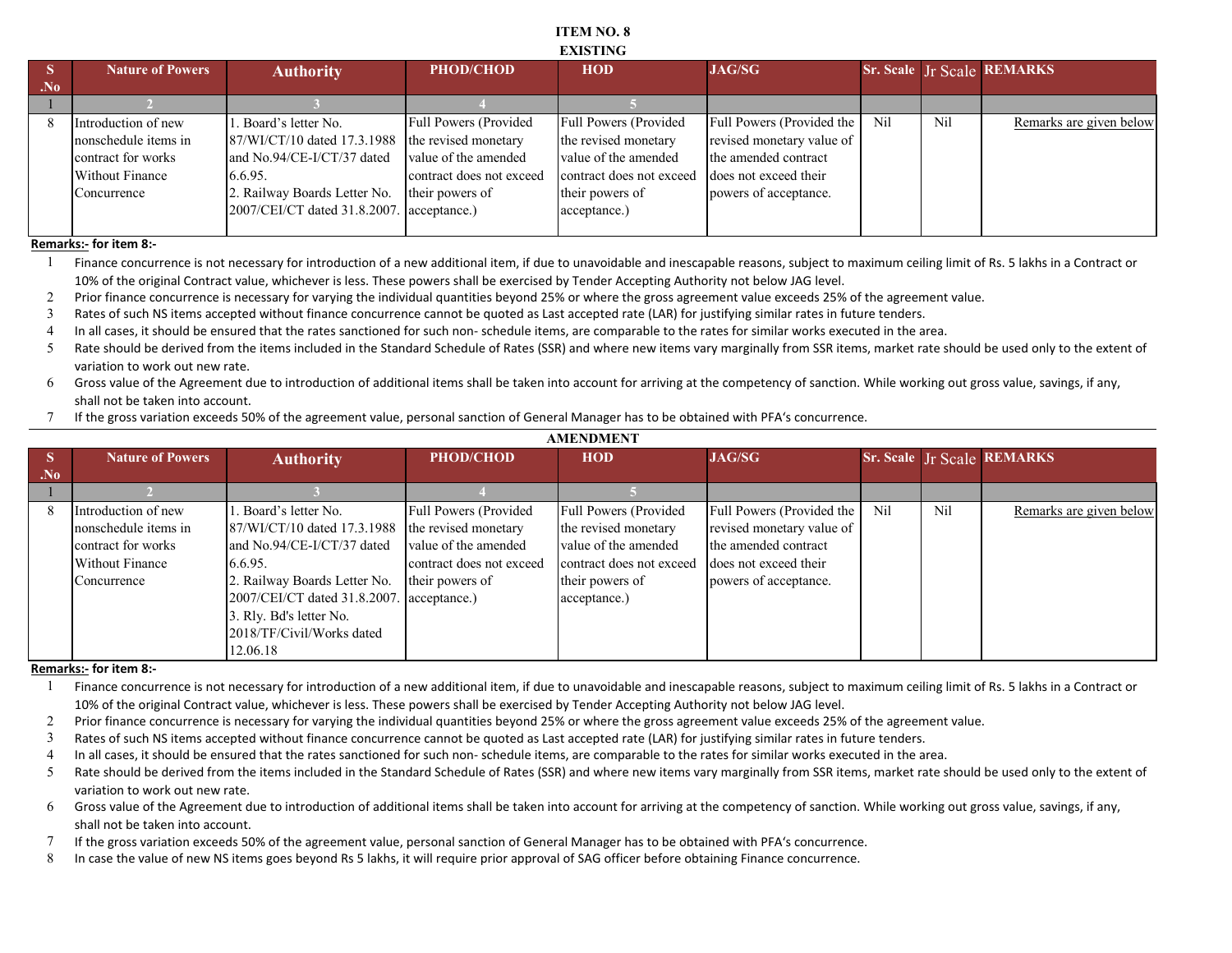**ITEM NO. 8**

**EXISTING**

| S .No | Nature of Powers | Authority | PHOD/CHOD | HOD | JAG/SG | Sr. Scale | Jr Scale | REMARKS |
|---|---|---|---|---|---|---|---|---|
| 1 | 2 | 3 | 4 | 5 | | | | |
| 8 | Introduction of new nonschedule items in contract for works Without Finance Concurrence | 1. Board's letter No. 87/WI/CT/10 dated 17.3.1988 and No.94/CE-I/CT/37 dated 6.6.95. 2. Railway Boards Letter No. 2007/CEI/CT dated 31.8.2007. | Full Powers (Provided the revised monetary value of the amended contract does not exceed their powers of acceptance.) | Full Powers (Provided the revised monetary value of the amended contract does not exceed their powers of acceptance.) | Full Powers (Provided the revised monetary value of the amended contract does not exceed their powers of acceptance. | Nil | Nil | Remarks are given below |

**Remarks:- for item 8:-**

1. Finance concurrence is not necessary for introduction of a new additional item, if due to unavoidable and inescapable reasons, subject to maximum ceiling limit of Rs. 5 lakhs in a Contract or 10% of the original Contract value, whichever is less. These powers shall be exercised by Tender Accepting Authority not below JAG level.
2. Prior finance concurrence is necessary for varying the individual quantities beyond 25% or where the gross agreement value exceeds 25% of the agreement value.
3. Rates of such NS items accepted without finance concurrence cannot be quoted as Last accepted rate (LAR) for justifying similar rates in future tenders.
4. In all cases, it should be ensured that the rates sanctioned for such non- schedule items, are comparable to the rates for similar works executed in the area.
5. Rate should be derived from the items included in the Standard Schedule of Rates (SSR) and where new items vary marginally from SSR items, market rate should be used only to the extent of variation to work out new rate.
6. Gross value of the Agreement due to introduction of additional items shall be taken into account for arriving at the competency of sanction. While working out gross value, savings, if any, shall not be taken into account.
7. If the gross variation exceeds 50% of the agreement value, personal sanction of General Manager has to be obtained with PFA's concurrence.

**AMENDMENT**

| S .No | Nature of Powers | Authority | PHOD/CHOD | HOD | JAG/SG | Sr. Scale | Jr Scale | REMARKS |
|---|---|---|---|---|---|---|---|---|
| 1 | 2 | 3 | 4 | 5 | | | | |
| 8 | Introduction of new nonschedule items in contract for works Without Finance Concurrence | 1. Board's letter No. 87/WI/CT/10 dated 17.3.1988 and No.94/CE-I/CT/37 dated 6.6.95. 2. Railway Boards Letter No. 2007/CEI/CT dated 31.8.2007. 3. Rly. Bd's letter No. 2018/TF/Civil/Works dated 12.06.18 | Full Powers (Provided the revised monetary value of the amended contract does not exceed their powers of acceptance.) | Full Powers (Provided the revised monetary value of the amended contract does not exceed their powers of acceptance.) | Full Powers (Provided the revised monetary value of the amended contract does not exceed their powers of acceptance. | Nil | Nil | Remarks are given below |

**Remarks:- for item 8:-**

1. Finance concurrence is not necessary for introduction of a new additional item, if due to unavoidable and inescapable reasons, subject to maximum ceiling limit of Rs. 5 lakhs in a Contract or 10% of the original Contract value, whichever is less. These powers shall be exercised by Tender Accepting Authority not below JAG level.
2. Prior finance concurrence is necessary for varying the individual quantities beyond 25% or where the gross agreement value exceeds 25% of the agreement value.
3. Rates of such NS items accepted without finance concurrence cannot be quoted as Last accepted rate (LAR) for justifying similar rates in future tenders.
4. In all cases, it should be ensured that the rates sanctioned for such non- schedule items, are comparable to the rates for similar works executed in the area.
5. Rate should be derived from the items included in the Standard Schedule of Rates (SSR) and where new items vary marginally from SSR items, market rate should be used only to the extent of variation to work out new rate.
6. Gross value of the Agreement due to introduction of additional items shall be taken into account for arriving at the competency of sanction. While working out gross value, savings, if any, shall not be taken into account.
7. If the gross variation exceeds 50% of the agreement value, personal sanction of General Manager has to be obtained with PFA's concurrence.
8. In case the value of new NS items goes beyond Rs 5 lakhs, it will require prior approval of SAG officer before obtaining Finance concurrence.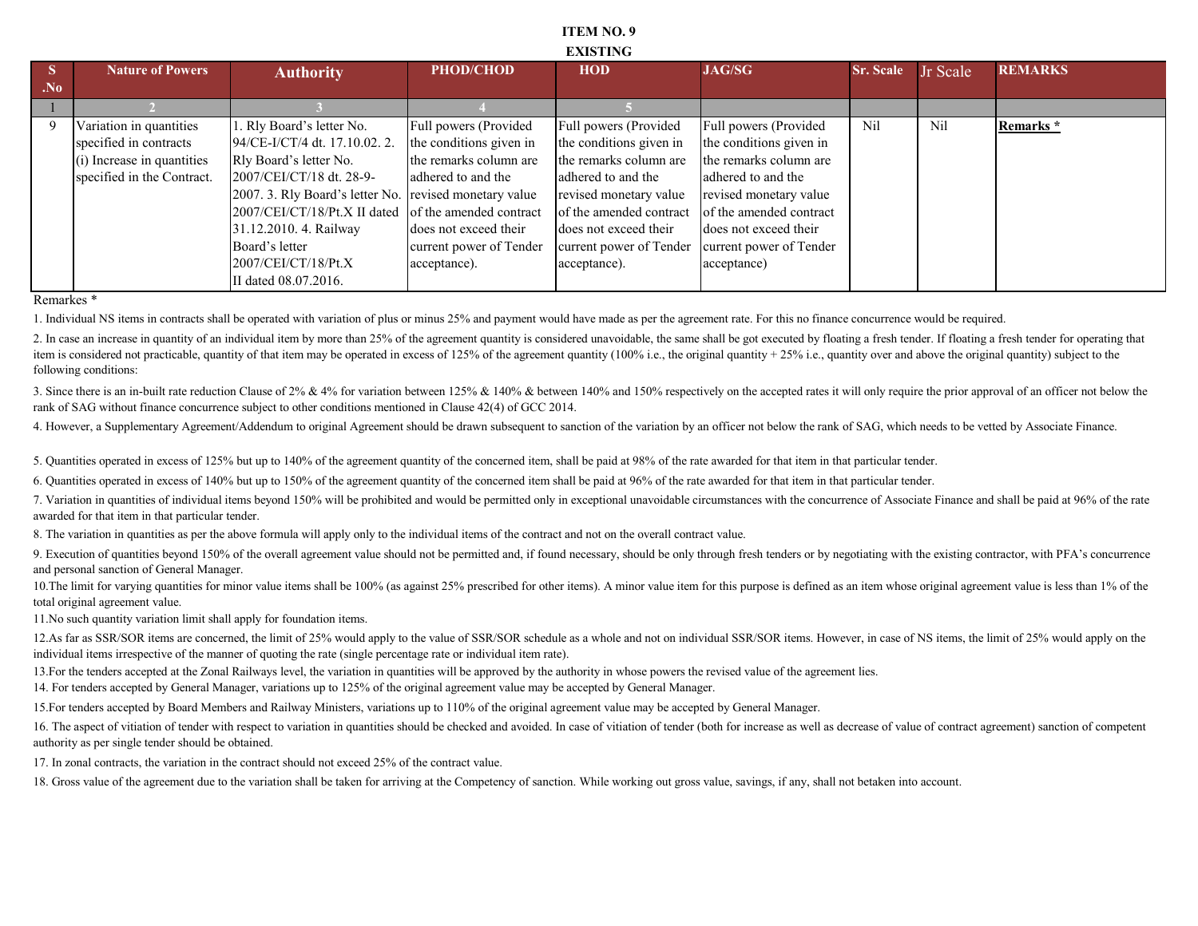**ITEM NO. 9**

**EXISTING**

| S .No | Nature of Powers | Authority | PHOD/CHOD | HOD | JAG/SG | Sr. Scale | Jr Scale | REMARKS |
|---|---|---|---|---|---|---|---|---|
| 1 | 2 | 3 | 4 | 5 | | | | |
| 9 | Variation in quantities specified in contracts (i) Increase in quantities specified in the Contract. | 1. Rly Board's letter No. 94/CE-I/CT/4 dt. 17.10.02. 2. Rly Board's letter No. 2007/CEI/CT/18 dt. 28-9-2007. 3. Rly Board's letter No. 2007/CEI/CT/18/Pt.X II dated 31.12.2010. 4. Railway Board's letter 2007/CEI/CT/18/Pt.X II dated 08.07.2016. | Full powers (Provided the conditions given in the remarks column are adhered to and the revised monetary value of the amended contract does not exceed their current power of Tender acceptance). | Full powers (Provided the conditions given in the remarks column are adhered to and the revised monetary value of the amended contract does not exceed their current power of Tender acceptance). | Full powers (Provided the conditions given in the remarks column are adhered to and the revised monetary value of the amended contract does not exceed their current power of Tender acceptance) | Nil | Nil | **Remarks *** |

Remarkes *

1. Individual NS items in contracts shall be operated with variation of plus or minus 25% and payment would have made as per the agreement rate. For this no finance concurrence would be required.

2. In case an increase in quantity of an individual item by more than 25% of the agreement quantity is considered unavoidable, the same shall be got executed by floating a fresh tender. If floating a fresh tender for operating that item is considered not practicable, quantity of that item may be operated in excess of 125% of the agreement quantity (100% i.e., the original quantity + 25% i.e., quantity over and above the original quantity) subject to the following conditions:

3. Since there is an in-built rate reduction Clause of 2% & 4% for variation between 125% & 140% & between 140% and 150% respectively on the accepted rates it will only require the prior approval of an officer not below the rank of SAG without finance concurrence subject to other conditions mentioned in Clause 42(4) of GCC 2014.

4. However, a Supplementary Agreement/Addendum to original Agreement should be drawn subsequent to sanction of the variation by an officer not below the rank of SAG, which needs to be vetted by Associate Finance.

5. Quantities operated in excess of 125% but up to 140% of the agreement quantity of the concerned item, shall be paid at 98% of the rate awarded for that item in that particular tender.

6. Quantities operated in excess of 140% but up to 150% of the agreement quantity of the concerned item shall be paid at 96% of the rate awarded for that item in that particular tender.

7. Variation in quantities of individual items beyond 150% will be prohibited and would be permitted only in exceptional unavoidable circumstances with the concurrence of Associate Finance and shall be paid at 96% of the rate awarded for that item in that particular tender.

8. The variation in quantities as per the above formula will apply only to the individual items of the contract and not on the overall contract value.

9. Execution of quantities beyond 150% of the overall agreement value should not be permitted and, if found necessary, should be only through fresh tenders or by negotiating with the existing contractor, with PFA's concurrence and personal sanction of General Manager.

10.The limit for varying quantities for minor value items shall be 100% (as against 25% prescribed for other items). A minor value item for this purpose is defined as an item whose original agreement value is less than 1% of the total original agreement value.

11.No such quantity variation limit shall apply for foundation items.

12.As far as SSR/SOR items are concerned, the limit of 25% would apply to the value of SSR/SOR schedule as a whole and not on individual SSR/SOR items. However, in case of NS items, the limit of 25% would apply on the individual items irrespective of the manner of quoting the rate (single percentage rate or individual item rate).

13.For the tenders accepted at the Zonal Railways level, the variation in quantities will be approved by the authority in whose powers the revised value of the agreement lies.

14. For tenders accepted by General Manager, variations up to 125% of the original agreement value may be accepted by General Manager.

15.For tenders accepted by Board Members and Railway Ministers, variations up to 110% of the original agreement value may be accepted by General Manager.

16. The aspect of vitiation of tender with respect to variation in quantities should be checked and avoided. In case of vitiation of tender (both for increase as well as decrease of value of contract agreement) sanction of competent authority as per single tender should be obtained.

17. In zonal contracts, the variation in the contract should not exceed 25% of the contract value.

18. Gross value of the agreement due to the variation shall be taken for arriving at the Competency of sanction. While working out gross value, savings, if any, shall not betaken into account.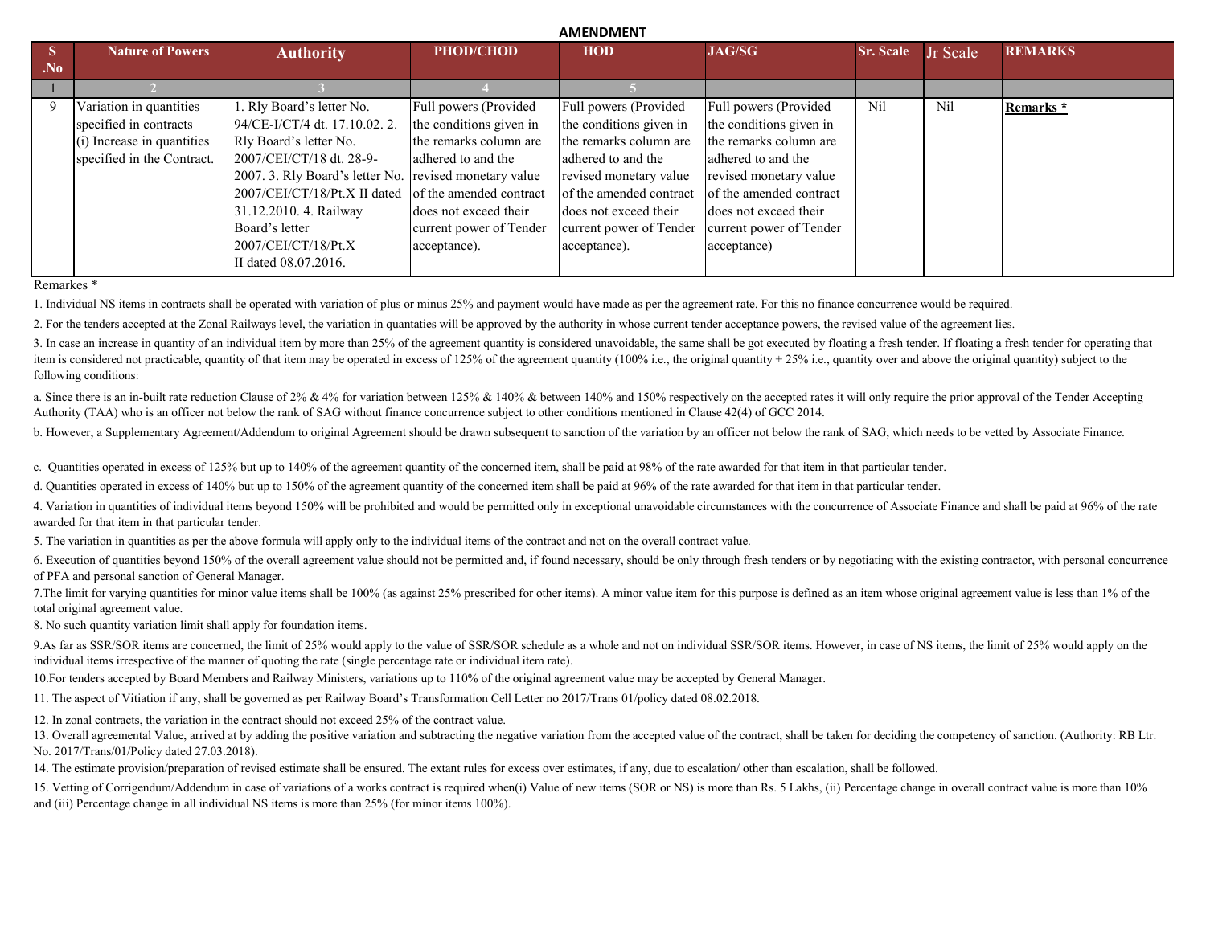## AMENDMENT

| S .No | Nature of Powers | Authority | PHOD/CHOD | HOD | JAG/SG | Sr. Scale | Jr Scale | REMARKS |
|---|---|---|---|---|---|---|---|---|
| 1 | 2 | 3 | 4 | 5 | | | | |
| 9 | Variation in quantities specified in contracts (i) Increase in quantities specified in the Contract. | 1. Rly Board's letter No. 94/CE-I/CT/4 dt. 17.10.02. 2. Rly Board's letter No. 2007/CEI/CT/18 dt. 28-9-2007. 3. Rly Board's letter No. 2007/CEI/CT/18/Pt.X II dated 31.12.2010. 4. Railway Board's letter 2007/CEI/CT/18/Pt.X II dated 08.07.2016. | Full powers (Provided the conditions given in the remarks column are adhered to and the revised monetary value of the amended contract does not exceed their current power of Tender acceptance). | Full powers (Provided the conditions given in the remarks column are adhered to and the revised monetary value of the amended contract does not exceed their current power of Tender acceptance). | Full powers (Provided the conditions given in the remarks column are adhered to and the revised monetary value of the amended contract does not exceed their current power of Tender acceptance) | Nil | Nil | **Remarks *** |

Remarkes *

1. Individual NS items in contracts shall be operated with variation of plus or minus 25% and payment would have made as per the agreement rate. For this no finance concurrence would be required.

2. For the tenders accepted at the Zonal Railways level, the variation in quantaties will be approved by the authority in whose current tender acceptance powers, the revised value of the agreement lies.

3. In case an increase in quantity of an individual item by more than 25% of the agreement quantity is considered unavoidable, the same shall be got executed by floating a fresh tender. If floating a fresh tender for operating that item is considered not practicable, quantity of that item may be operated in excess of 125% of the agreement quantity (100% i.e., the original quantity + 25% i.e., quantity over and above the original quantity) subject to the following conditions:

a. Since there is an in-built rate reduction Clause of 2% & 4% for variation between 125% & 140% & between 140% and 150% respectively on the accepted rates it will only require the prior approval of the Tender Accepting Authority (TAA) who is an officer not below the rank of SAG without finance concurrence subject to other conditions mentioned in Clause 42(4) of GCC 2014.

b. However, a Supplementary Agreement/Addendum to original Agreement should be drawn subsequent to sanction of the variation by an officer not below the rank of SAG, which needs to be vetted by Associate Finance.

c. Quantities operated in excess of 125% but up to 140% of the agreement quantity of the concerned item, shall be paid at 98% of the rate awarded for that item in that particular tender.

d. Quantities operated in excess of 140% but up to 150% of the agreement quantity of the concerned item shall be paid at 96% of the rate awarded for that item in that particular tender.

4. Variation in quantities of individual items beyond 150% will be prohibited and would be permitted only in exceptional unavoidable circumstances with the concurrence of Associate Finance and shall be paid at 96% of the rate awarded for that item in that particular tender.

5. The variation in quantities as per the above formula will apply only to the individual items of the contract and not on the overall contract value.

6. Execution of quantities beyond 150% of the overall agreement value should not be permitted and, if found necessary, should be only through fresh tenders or by negotiating with the existing contractor, with personal concurrence of PFA and personal sanction of General Manager.

7.The limit for varying quantities for minor value items shall be 100% (as against 25% prescribed for other items). A minor value item for this purpose is defined as an item whose original agreement value is less than 1% of the total original agreement value.

8. No such quantity variation limit shall apply for foundation items.

9.As far as SSR/SOR items are concerned, the limit of 25% would apply to the value of SSR/SOR schedule as a whole and not on individual SSR/SOR items. However, in case of NS items, the limit of 25% would apply on the individual items irrespective of the manner of quoting the rate (single percentage rate or individual item rate).

10.For tenders accepted by Board Members and Railway Ministers, variations up to 110% of the original agreement value may be accepted by General Manager.

11. The aspect of Vitiation if any, shall be governed as per Railway Board's Transformation Cell Letter no 2017/Trans 01/policy dated 08.02.2018.

12. In zonal contracts, the variation in the contract should not exceed 25% of the contract value.

13. Overall agreemental Value, arrived at by adding the positive variation and subtracting the negative variation from the accepted value of the contract, shall be taken for deciding the competency of sanction. (Authority: RB Ltr. No. 2017/Trans/01/Policy dated 27.03.2018).

14. The estimate provision/preparation of revised estimate shall be ensured. The extant rules for excess over estimates, if any, due to escalation/ other than escalation, shall be followed.

15. Vetting of Corrigendum/Addendum in case of variations of a works contract is required when(i) Value of new items (SOR or NS) is more than Rs. 5 Lakhs, (ii) Percentage change in overall contract value is more than 10% and (iii) Percentage change in all individual NS items is more than 25% (for minor items 100%).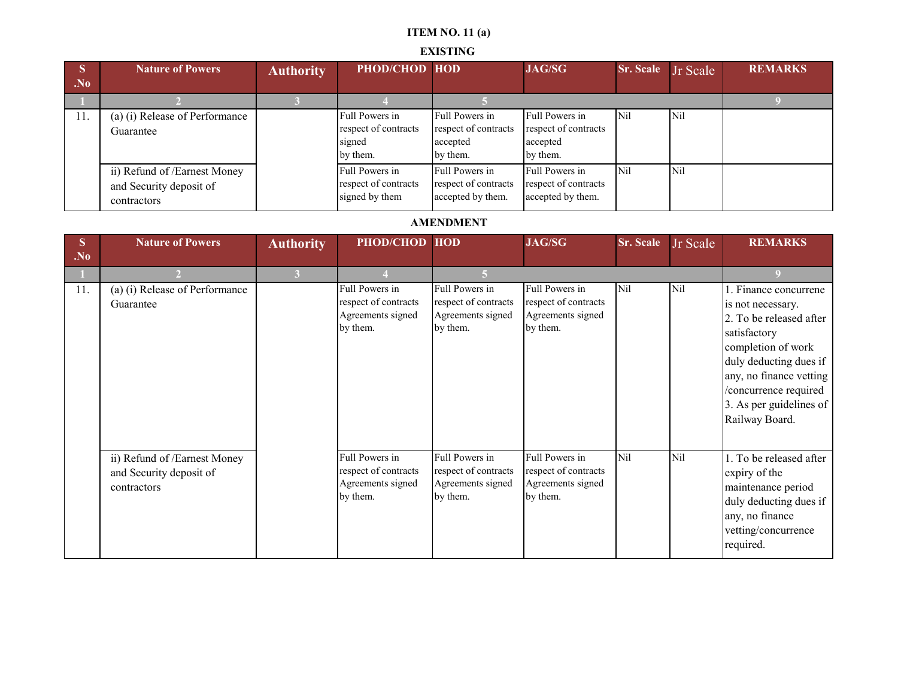**ITEM NO. 11 (a)**

**EXISTING**

| S .No | Nature of Powers | Authority | PHOD/CHOD | HOD | JAG/SG | Sr. Scale | Jr Scale | REMARKS |
|---|---|---|---|---|---|---|---|---|
| 1 | 2 | 3 | 4 | 5 | | | | 9 |
| 11. | (a) (i) Release of Performance Guarantee | | Full Powers in respect of contracts signed by them. | Full Powers in respect of contracts accepted by them. | Full Powers in respect of contracts accepted by them. | Nil | Nil | |
| | ii) Refund of /Earnest Money and Security deposit of contractors | | Full Powers in respect of contracts signed by them | Full Powers in respect of contracts accepted by them. | Full Powers in respect of contracts accepted by them. | Nil | Nil | |

**AMENDMENT**

| S .No | Nature of Powers | Authority | PHOD/CHOD | HOD | JAG/SG | Sr. Scale | Jr Scale | REMARKS |
|---|---|---|---|---|---|---|---|---|
| 1 | 2 | 3 | 4 | 5 | | | | 9 |
| 11. | (a) (i) Release of Performance Guarantee | | Full Powers in respect of contracts Agreements signed by them. | Full Powers in respect of contracts Agreements signed by them. | Full Powers in respect of contracts Agreements signed by them. | Nil | Nil | 1. Finance concurrene is not necessary.<br>2. To be released after satisfactory completion of work duly deducting dues if any, no finance vetting /concurrence required<br>3. As per guidelines of Railway Board. |
| | ii) Refund of /Earnest Money and Security deposit of contractors | | Full Powers in respect of contracts Agreements signed by them. | Full Powers in respect of contracts Agreements signed by them. | Full Powers in respect of contracts Agreements signed by them. | Nil | Nil | 1. To be released after expiry of the maintenance period duly deducting dues if any, no finance vetting/concurrence required. |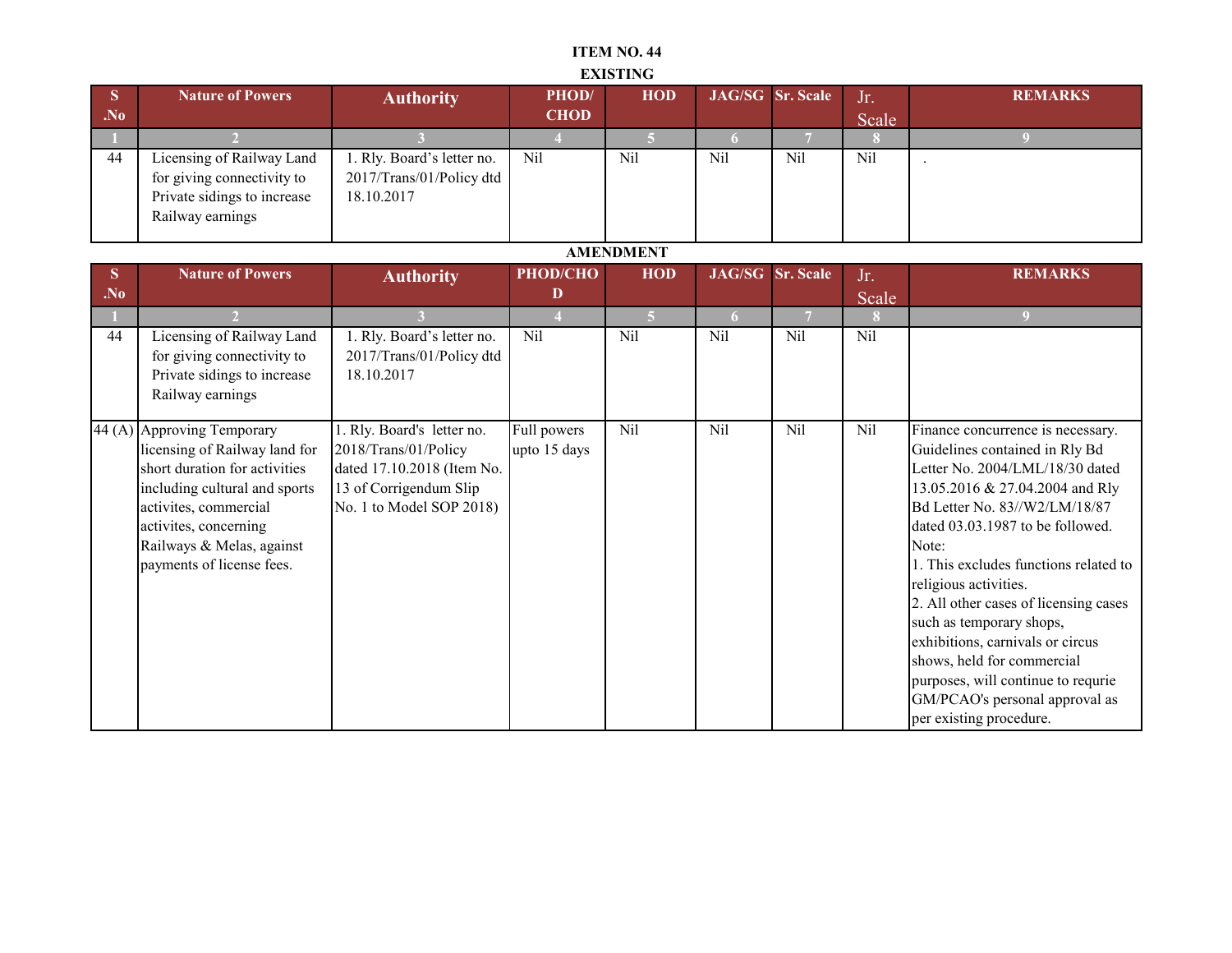**ITEM NO. 44**

**EXISTING**

| S .No | Nature of Powers | Authority | PHOD/ CHOD | HOD | JAG/SG | Sr. Scale | Jr. Scale | REMARKS |
|---|---|---|---|---|---|---|---|---|
| 1 | 2 | 3 | 4 | 5 | 6 | 7 | 8 | 9 |
| 44 | Licensing of Railway Land for giving connectivity to Private sidings to increase Railway earnings | 1. Rly. Board's letter no. 2017/Trans/01/Policy dtd 18.10.2017 | Nil | Nil | Nil | Nil | Nil | . |

**AMENDMENT**

| S .No | Nature of Powers | Authority | PHOD/CHOD | HOD | JAG/SG | Sr. Scale | Jr. Scale | REMARKS |
|---|---|---|---|---|---|---|---|---|
| 1 | 2 | 3 | 4 | 5 | 6 | 7 | 8 | 9 |
| 44 | Licensing of Railway Land for giving connectivity to Private sidings to increase Railway earnings | 1. Rly. Board's letter no. 2017/Trans/01/Policy dtd 18.10.2017 | Nil | Nil | Nil | Nil | Nil | |
| 44 (A) | Approving Temporary licensing of Railway land for short duration for activities including cultural and sports activites, commercial activites, concerning Railways & Melas, against payments of license fees. | 1. Rly. Board's letter no. 2018/Trans/01/Policy dated 17.10.2018 (Item No. 13 of Corrigendum Slip No. 1 to Model SOP 2018) | Full powers upto 15 days | Nil | Nil | Nil | Nil | Finance concurrence is necessary. Guidelines contained in Rly Bd Letter No. 2004/LML/18/30 dated 13.05.2016 & 27.04.2004 and Rly Bd Letter No. 83//W2/LM/18/87 dated 03.03.1987 to be followed.<br>Note:<br>1. This excludes functions related to religious activities.<br>2. All other cases of licensing cases such as temporary shops, exhibitions, carnivals or circus shows, held for commercial purposes, will continue to requrie GM/PCAO's personal approval as per existing procedure. |